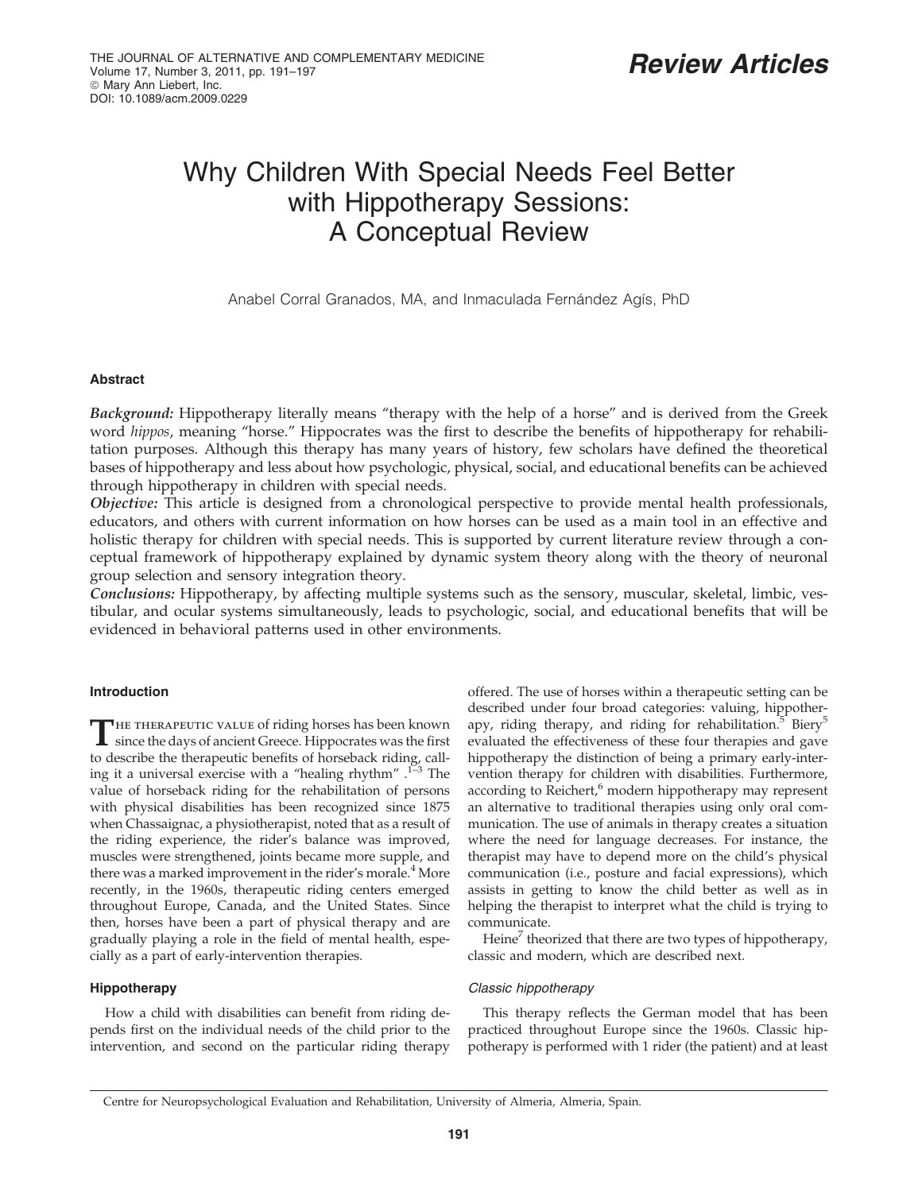# Why Children With Special Needs Feel Better with Hippotherapy Sessions: A Conceptual Review

Anabel Corral Granados, MA, and Inmaculada Fernández Agís, PhD

## Abstract

***Background:*** Hippotherapy literally means "therapy with the help of a horse" and is derived from the Greek word *hippos*, meaning "horse." Hippocrates was the first to describe the benefits of hippotherapy for rehabilitation purposes. Although this therapy has many years of history, few scholars have defined the theoretical bases of hippotherapy and less about how psychologic, physical, social, and educational benefits can be achieved through hippotherapy in children with special needs.

***Objective:*** This article is designed from a chronological perspective to provide mental health professionals, educators, and others with current information on how horses can be used as a main tool in an effective and holistic therapy for children with special needs. This is supported by current literature review through a conceptual framework of hippotherapy explained by dynamic system theory along with the theory of neuronal group selection and sensory integration theory.

***Conclusions:*** Hippotherapy, by affecting multiple systems such as the sensory, muscular, skeletal, limbic, vestibular, and ocular systems simultaneously, leads to psychologic, social, and educational benefits that will be evidenced in behavioral patterns used in other environments.

## Introduction

The therapeutic value of riding horses has been known since the days of ancient Greece. Hippocrates was the first to describe the therapeutic benefits of horseback riding, calling it a universal exercise with a "healing rhythm".[1–3] The value of horseback riding for the rehabilitation of persons with physical disabilities has been recognized since 1875 when Chassaignac, a physiotherapist, noted that as a result of the riding experience, the rider's balance was improved, muscles were strengthened, joints became more supple, and there was a marked improvement in the rider's morale.[4] More recently, in the 1960s, therapeutic riding centers emerged throughout Europe, Canada, and the United States. Since then, horses have been a part of physical therapy and are gradually playing a role in the field of mental health, especially as a part of early-intervention therapies.

## Hippotherapy

How a child with disabilities can benefit from riding depends first on the individual needs of the child prior to the intervention, and second on the particular riding therapy offered. The use of horses within a therapeutic setting can be described under four broad categories: valuing, hippotherapy, riding therapy, and riding for rehabilitation.[5] Biery[5] evaluated the effectiveness of these four therapies and gave hippotherapy the distinction of being a primary early-intervention therapy for children with disabilities. Furthermore, according to Reichert,[6] modern hippotherapy may represent an alternative to traditional therapies using only oral communication. The use of animals in therapy creates a situation where the need for language decreases. For instance, the therapist may have to depend more on the child's physical communication (i.e., posture and facial expressions), which assists in getting to know the child better as well as in helping the therapist to interpret what the child is trying to communicate.

Heine[7] theorized that there are two types of hippotherapy, classic and modern, which are described next.

### *Classic hippotherapy*

This therapy reflects the German model that has been practiced throughout Europe since the 1960s. Classic hippotherapy is performed with 1 rider (the patient) and at least

Centre for Neuropsychological Evaluation and Rehabilitation, University of Almeria, Almeria, Spain.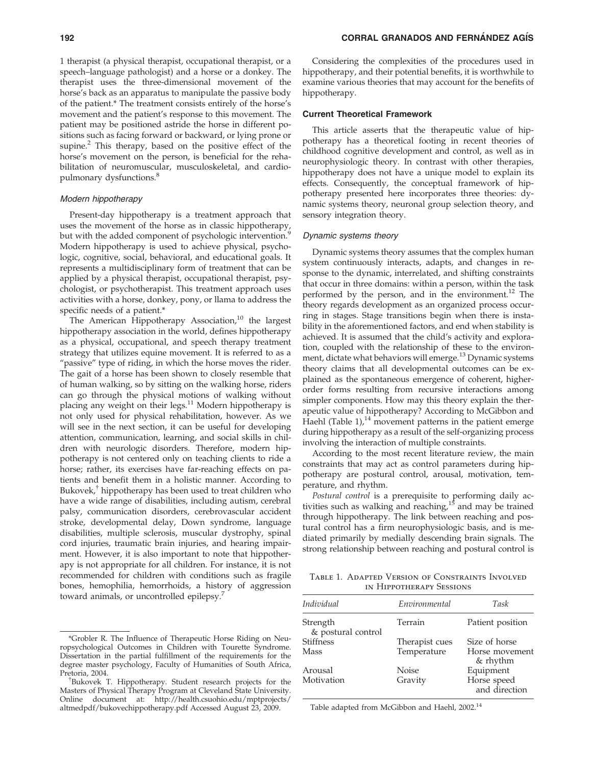1 therapist (a physical therapist, occupational therapist, or a speech–language pathologist) and a horse or a donkey. The therapist uses the three-dimensional movement of the horse's back as an apparatus to manipulate the passive body of the patient.* The treatment consists entirely of the horse's movement and the patient's response to this movement. The patient may be positioned astride the horse in different positions such as facing forward or backward, or lying prone or supine.[2] This therapy, based on the positive effect of the horse's movement on the person, is beneficial for the rehabilitation of neuromuscular, musculoskeletal, and cardiopulmonary dysfunctions.[8]

### *Modern hippotherapy*

Present-day hippotherapy is a treatment approach that uses the movement of the horse as in classic hippotherapy, but with the added component of psychologic intervention.[9] Modern hippotherapy is used to achieve physical, psychologic, cognitive, social, behavioral, and educational goals. It represents a multidisciplinary form of treatment that can be applied by a physical therapist, occupational therapist, psychologist, or psychotherapist. This treatment approach uses activities with a horse, donkey, pony, or llama to address the specific needs of a patient.*

The American Hippotherapy Association,[10] the largest hippotherapy association in the world, defines hippotherapy as a physical, occupational, and speech therapy treatment strategy that utilizes equine movement. It is referred to as a "passive" type of riding, in which the horse moves the rider. The gait of a horse has been shown to closely resemble that of human walking, so by sitting on the walking horse, riders can go through the physical motions of walking without placing any weight on their legs.[11] Modern hippotherapy is not only used for physical rehabilitation, however. As we will see in the next section, it can be useful for developing attention, communication, learning, and social skills in children with neurologic disorders. Therefore, modern hippotherapy is not centered only on teaching clients to ride a horse; rather, its exercises have far-reaching effects on patients and benefit them in a holistic manner. According to Bukovek,† hippotherapy has been used to treat children who have a wide range of disabilities, including autism, cerebral palsy, communication disorders, cerebrovascular accident stroke, developmental delay, Down syndrome, language disabilities, multiple sclerosis, muscular dystrophy, spinal cord injuries, traumatic brain injuries, and hearing impairment. However, it is also important to note that hippotherapy is not appropriate for all children. For instance, it is not recommended for children with conditions such as fragile bones, hemophilia, hemorrhoids, a history of aggression toward animals, or uncontrolled epilepsy.[7]

Considering the complexities of the procedures used in hippotherapy, and their potential benefits, it is worthwhile to examine various theories that may account for the benefits of hippotherapy.

## Current Theoretical Framework

This article asserts that the therapeutic value of hippotherapy has a theoretical footing in recent theories of childhood cognitive development and control, as well as in neurophysiologic theory. In contrast with other therapies, hippotherapy does not have a unique model to explain its effects. Consequently, the conceptual framework of hippotherapy presented here incorporates three theories: dynamic systems theory, neuronal group selection theory, and sensory integration theory.

### *Dynamic systems theory*

Dynamic systems theory assumes that the complex human system continuously interacts, adapts, and changes in response to the dynamic, interrelated, and shifting constraints that occur in three domains: within a person, within the task performed by the person, and in the environment.[12] The theory regards development as an organized process occurring in stages. Stage transitions begin when there is instability in the aforementioned factors, and end when stability is achieved. It is assumed that the child's activity and exploration, coupled with the relationship of these to the environment, dictate what behaviors will emerge.[13] Dynamic systems theory claims that all developmental outcomes can be explained as the spontaneous emergence of coherent, higher-order forms resulting from recursive interactions among simpler components. How may this theory explain the therapeutic value of hippotherapy? According to McGibbon and Haehl (Table 1),[14] movement patterns in the patient emerge during hippotherapy as a result of the self-organizing process involving the interaction of multiple constraints.

According to the most recent literature review, the main constraints that may act as control parameters during hippotherapy are postural control, arousal, motivation, temperature, and rhythm.

*Postural control* is a prerequisite to performing daily activities such as walking and reaching,[15] and may be trained through hippotherapy. The link between reaching and postural control has a firm neurophysiologic basis, and is mediated primarily by medially descending brain signals. The strong relationship between reaching and postural control is

Table 1. Adapted Version of Constraints Involved in Hippotherapy Sessions

| *Individual* | *Environmental* | *Task* |
|---|---|---|
| Strength & postural control | Terrain | Patient position |
| Stiffness | Therapist cues | Size of horse |
| Mass | Temperature | Horse movement & rhythm |
| Arousal | Noise | Equipment |
| Motivation | Gravity | Horse speed and direction |

Table adapted from McGibbon and Haehl, 2002.[14]

---

*Grobler R. The Influence of Therapeutic Horse Riding on Neuropsychological Outcomes in Children with Tourette Syndrome. Dissertation in the partial fulfillment of the requirements for the degree master psychology, Faculty of Humanities of South Africa, Pretoria, 2004.

†Bukovek T. Hippotherapy. Student research projects for the Masters of Physical Therapy Program at Cleveland State University. Online document at: http://health.csuohio.edu/mptprojects/altmedpdf/bukovechippotherapy.pdf Accessed August 23, 2009.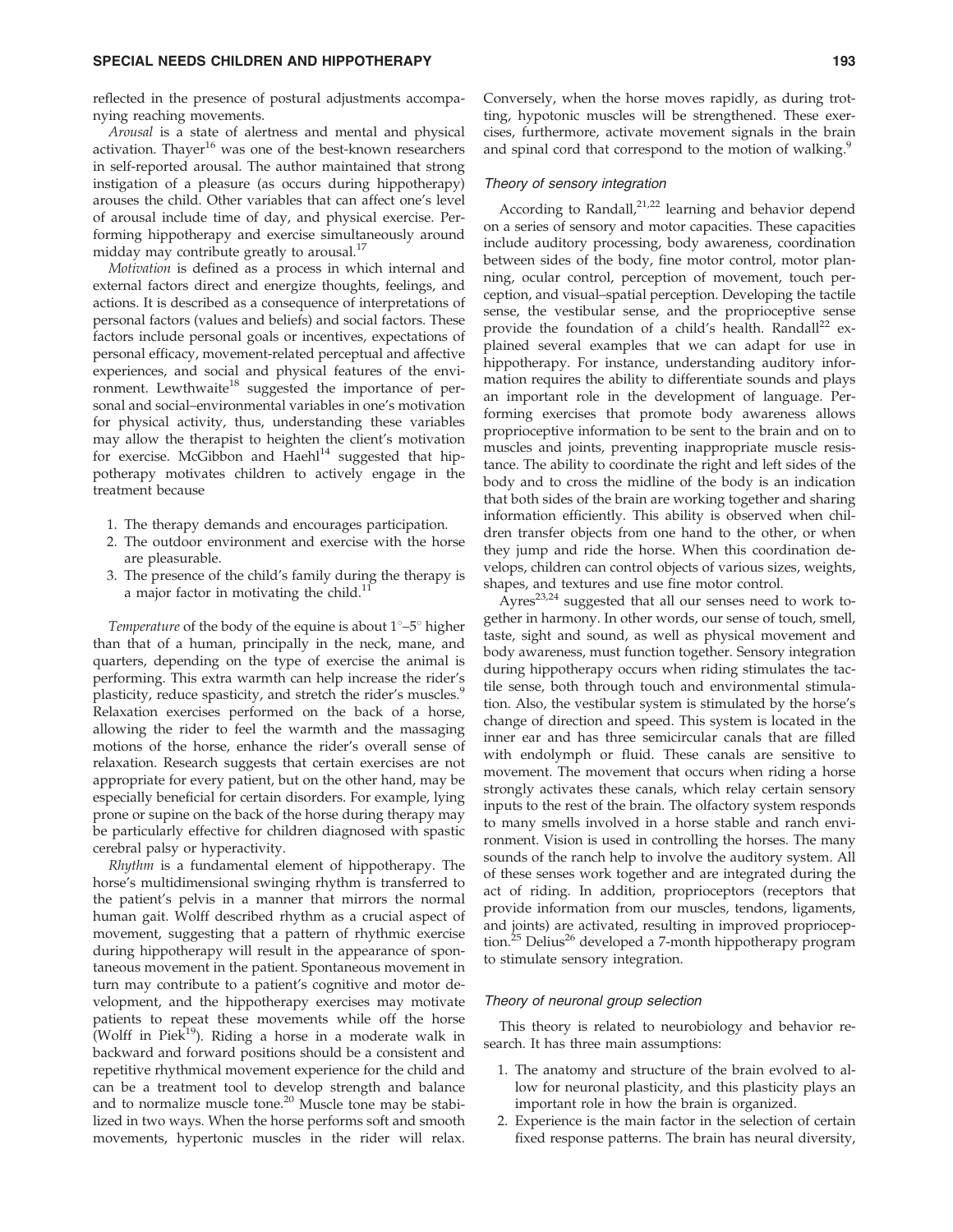reflected in the presence of postural adjustments accompanying reaching movements.

*Arousal* is a state of alertness and mental and physical activation. Thayer[16] was one of the best-known researchers in self-reported arousal. The author maintained that strong instigation of a pleasure (as occurs during hippotherapy) arouses the child. Other variables that can affect one's level of arousal include time of day, and physical exercise. Performing hippotherapy and exercise simultaneously around midday may contribute greatly to arousal.[17]

*Motivation* is defined as a process in which internal and external factors direct and energize thoughts, feelings, and actions. It is described as a consequence of interpretations of personal factors (values and beliefs) and social factors. These factors include personal goals or incentives, expectations of personal efficacy, movement-related perceptual and affective experiences, and social and physical features of the environment. Lewthwaite[18] suggested the importance of personal and social–environmental variables in one's motivation for physical activity, thus, understanding these variables may allow the therapist to heighten the client's motivation for exercise. McGibbon and Haehl[14] suggested that hippotherapy motivates children to actively engage in the treatment because

1. The therapy demands and encourages participation.
2. The outdoor environment and exercise with the horse are pleasurable.
3. The presence of the child's family during the therapy is a major factor in motivating the child.[11]

*Temperature* of the body of the equine is about 1°–5° higher than that of a human, principally in the neck, mane, and quarters, depending on the type of exercise the animal is performing. This extra warmth can help increase the rider's plasticity, reduce spasticity, and stretch the rider's muscles.[9] Relaxation exercises performed on the back of a horse, allowing the rider to feel the warmth and the massaging motions of the horse, enhance the rider's overall sense of relaxation. Research suggests that certain exercises are not appropriate for every patient, but on the other hand, may be especially beneficial for certain disorders. For example, lying prone or supine on the back of the horse during therapy may be particularly effective for children diagnosed with spastic cerebral palsy or hyperactivity.

*Rhythm* is a fundamental element of hippotherapy. The horse's multidimensional swinging rhythm is transferred to the patient's pelvis in a manner that mirrors the normal human gait. Wolff described rhythm as a crucial aspect of movement, suggesting that a pattern of rhythmic exercise during hippotherapy will result in the appearance of spontaneous movement in the patient. Spontaneous movement in turn may contribute to a patient's cognitive and motor development, and the hippotherapy exercises may motivate patients to repeat these movements while off the horse (Wolff in Piek[19]). Riding a horse in a moderate walk in backward and forward positions should be a consistent and repetitive rhythmical movement experience for the child and can be a treatment tool to develop strength and balance and to normalize muscle tone.[20] Muscle tone may be stabilized in two ways. When the horse performs soft and smooth movements, hypertonic muscles in the rider will relax. Conversely, when the horse moves rapidly, as during trotting, hypotonic muscles will be strengthened. These exercises, furthermore, activate movement signals in the brain and spinal cord that correspond to the motion of walking.[9]

### *Theory of sensory integration*

According to Randall,[21,22] learning and behavior depend on a series of sensory and motor capacities. These capacities include auditory processing, body awareness, coordination between sides of the body, fine motor control, motor planning, ocular control, perception of movement, touch perception, and visual–spatial perception. Developing the tactile sense, the vestibular sense, and the proprioceptive sense provide the foundation of a child's health. Randall[22] explained several examples that we can adapt for use in hippotherapy. For instance, understanding auditory information requires the ability to differentiate sounds and plays an important role in the development of language. Performing exercises that promote body awareness allows proprioceptive information to be sent to the brain and on to muscles and joints, preventing inappropriate muscle resistance. The ability to coordinate the right and left sides of the body and to cross the midline of the body is an indication that both sides of the brain are working together and sharing information efficiently. This ability is observed when children transfer objects from one hand to the other, or when they jump and ride the horse. When this coordination develops, children can control objects of various sizes, weights, shapes, and textures and use fine motor control.

Ayres[23,24] suggested that all our senses need to work together in harmony. In other words, our sense of touch, smell, taste, sight and sound, as well as physical movement and body awareness, must function together. Sensory integration during hippotherapy occurs when riding stimulates the tactile sense, both through touch and environmental stimulation. Also, the vestibular system is stimulated by the horse's change of direction and speed. This system is located in the inner ear and has three semicircular canals that are filled with endolymph or fluid. These canals are sensitive to movement. The movement that occurs when riding a horse strongly activates these canals, which relay certain sensory inputs to the rest of the brain. The olfactory system responds to many smells involved in a horse stable and ranch environment. Vision is used in controlling the horses. The many sounds of the ranch help to involve the auditory system. All of these senses work together and are integrated during the act of riding. In addition, proprioceptors (receptors that provide information from our muscles, tendons, ligaments, and joints) are activated, resulting in improved proprioception.[25] Delius[26] developed a 7-month hippotherapy program to stimulate sensory integration.

### *Theory of neuronal group selection*

This theory is related to neurobiology and behavior research. It has three main assumptions:

1. The anatomy and structure of the brain evolved to allow for neuronal plasticity, and this plasticity plays an important role in how the brain is organized.
2. Experience is the main factor in the selection of certain fixed response patterns. The brain has neural diversity,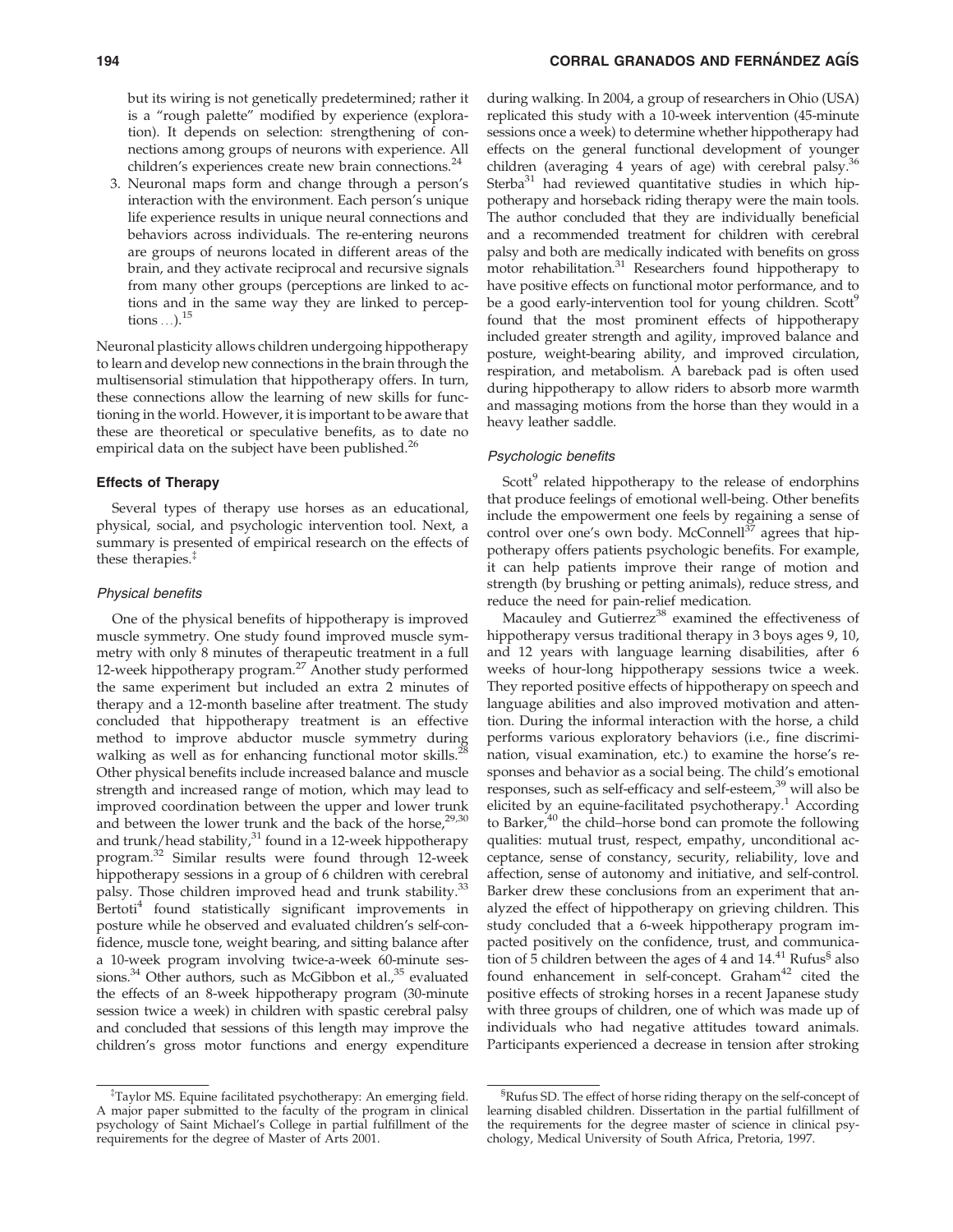but its wiring is not genetically predetermined; rather it is a "rough palette" modified by experience (exploration). It depends on selection: strengthening of connections among groups of neurons with experience. All children's experiences create new brain connections.[24]

3. Neuronal maps form and change through a person's interaction with the environment. Each person's unique life experience results in unique neural connections and behaviors across individuals. The re-entering neurons are groups of neurons located in different areas of the brain, and they activate reciprocal and recursive signals from many other groups (perceptions are linked to actions and in the same way they are linked to perceptions ...).[15]

Neuronal plasticity allows children undergoing hippotherapy to learn and develop new connections in the brain through the multisensorial stimulation that hippotherapy offers. In turn, these connections allow the learning of new skills for functioning in the world. However, it is important to be aware that these are theoretical or speculative benefits, as to date no empirical data on the subject have been published.[26]

### Effects of Therapy

Several types of therapy use horses as an educational, physical, social, and psychologic intervention tool. Next, a summary is presented of empirical research on the effects of these therapies.[‡]

#### *Physical benefits*

One of the physical benefits of hippotherapy is improved muscle symmetry. One study found improved muscle symmetry with only 8 minutes of therapeutic treatment in a full 12-week hippotherapy program.[27] Another study performed the same experiment but included an extra 2 minutes of therapy and a 12-month baseline after treatment. The study concluded that hippotherapy treatment is an effective method to improve abductor muscle symmetry during walking as well as for enhancing functional motor skills.[28] Other physical benefits include increased balance and muscle strength and increased range of motion, which may lead to improved coordination between the upper and lower trunk and between the lower trunk and the back of the horse,[29,30] and trunk/head stability,[31] found in a 12-week hippotherapy program.[32] Similar results were found through 12-week hippotherapy sessions in a group of 6 children with cerebral palsy. Those children improved head and trunk stability.[33] Bertoti[4] found statistically significant improvements in posture while he observed and evaluated children's self-confidence, muscle tone, weight bearing, and sitting balance after a 10-week program involving twice-a-week 60-minute sessions.[34] Other authors, such as McGibbon et al.,[35] evaluated the effects of an 8-week hippotherapy program (30-minute session twice a week) in children with spastic cerebral palsy and concluded that sessions of this length may improve the children's gross motor functions and energy expenditure during walking. In 2004, a group of researchers in Ohio (USA) replicated this study with a 10-week intervention (45-minute sessions once a week) to determine whether hippotherapy had effects on the general functional development of younger children (averaging 4 years of age) with cerebral palsy.[36] Sterba[31] had reviewed quantitative studies in which hippotherapy and horseback riding therapy were the main tools. The author concluded that they are individually beneficial and a recommended treatment for children with cerebral palsy and both are medically indicated with benefits on gross motor rehabilitation.[31] Researchers found hippotherapy to have positive effects on functional motor performance, and to be a good early-intervention tool for young children. Scott[9] found that the most prominent effects of hippotherapy included greater strength and agility, improved balance and posture, weight-bearing ability, and improved circulation, respiration, and metabolism. A bareback pad is often used during hippotherapy to allow riders to absorb more warmth and massaging motions from the horse than they would in a heavy leather saddle.

#### *Psychologic benefits*

Scott[9] related hippotherapy to the release of endorphins that produce feelings of emotional well-being. Other benefits include the empowerment one feels by regaining a sense of control over one's own body. McConnell[37] agrees that hippotherapy offers patients psychologic benefits. For example, it can help patients improve their range of motion and strength (by brushing or petting animals), reduce stress, and reduce the need for pain-relief medication.

Macauley and Gutierrez[38] examined the effectiveness of hippotherapy versus traditional therapy in 3 boys ages 9, 10, and 12 years with language learning disabilities, after 6 weeks of hour-long hippotherapy sessions twice a week. They reported positive effects of hippotherapy on speech and language abilities and also improved motivation and attention. During the informal interaction with the horse, a child performs various exploratory behaviors (i.e., fine discrimination, visual examination, etc.) to examine the horse's responses and behavior as a social being. The child's emotional responses, such as self-efficacy and self-esteem,[39] will also be elicited by an equine-facilitated psychotherapy.[1] According to Barker,[40] the child–horse bond can promote the following qualities: mutual trust, respect, empathy, unconditional acceptance, sense of constancy, security, reliability, love and affection, sense of autonomy and initiative, and self-control. Barker drew these conclusions from an experiment that analyzed the effect of hippotherapy on grieving children. This study concluded that a 6-week hippotherapy program impacted positively on the confidence, trust, and communication of 5 children between the ages of 4 and 14.[41] Rufus[§] also found enhancement in self-concept. Graham[42] cited the positive effects of stroking horses in a recent Japanese study with three groups of children, one of which was made up of individuals who had negative attitudes toward animals. Participants experienced a decrease in tension after stroking

---

[‡]Taylor MS. Equine facilitated psychotherapy: An emerging field. A major paper submitted to the faculty of the program in clinical psychology of Saint Michael's College in partial fulfillment of the requirements for the degree of Master of Arts 2001.

[§]Rufus SD. The effect of horse riding therapy on the self-concept of learning disabled children. Dissertation in the partial fulfillment of the requirements for the degree master of science in clinical psychology, Medical University of South Africa, Pretoria, 1997.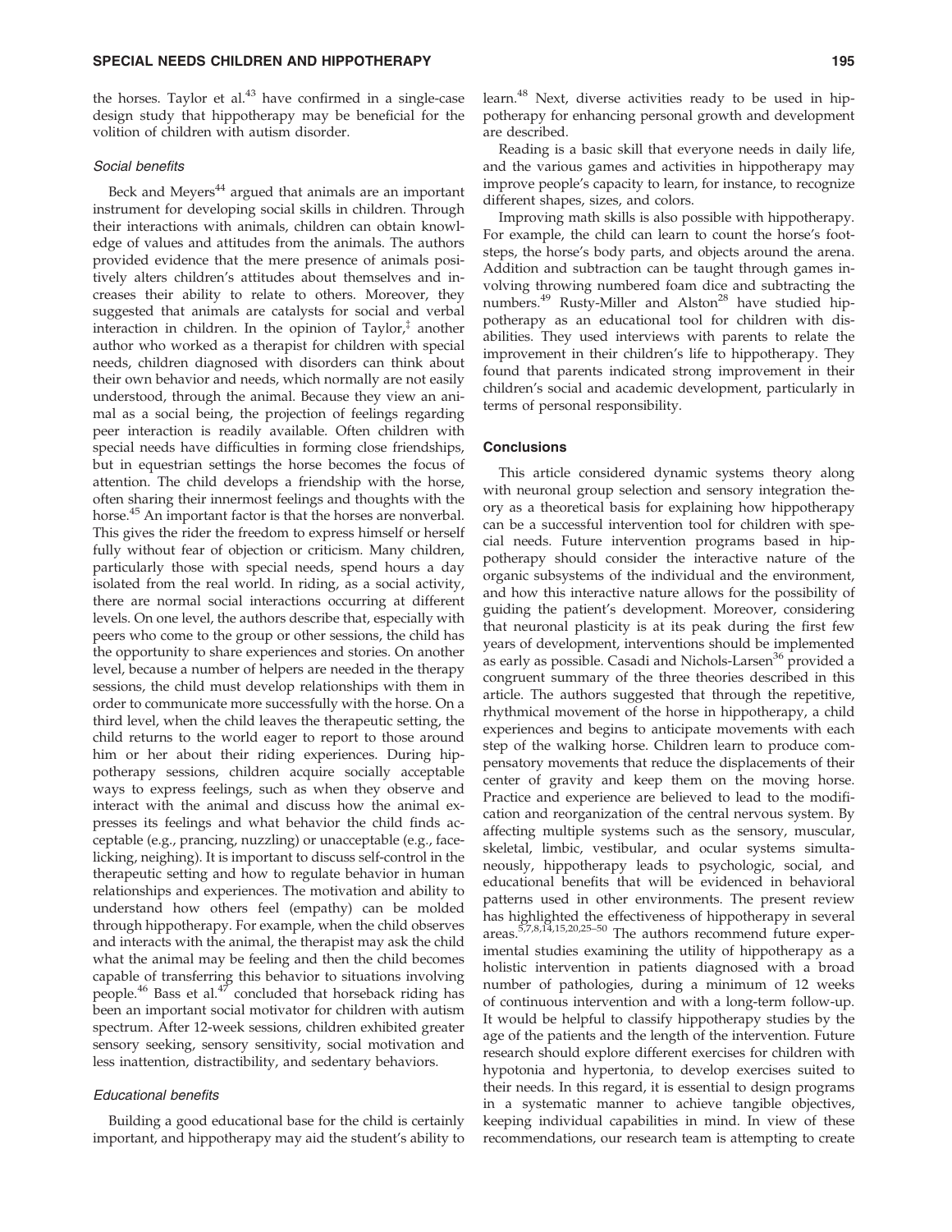the horses. Taylor et al.[43] have confirmed in a single-case design study that hippotherapy may be beneficial for the volition of children with autism disorder.

### *Social benefits*

Beck and Meyers[44] argued that animals are an important instrument for developing social skills in children. Through their interactions with animals, children can obtain knowledge of values and attitudes from the animals. The authors provided evidence that the mere presence of animals positively alters children's attitudes about themselves and increases their ability to relate to others. Moreover, they suggested that animals are catalysts for social and verbal interaction in children. In the opinion of Taylor,[‡] another author who worked as a therapist for children with special needs, children diagnosed with disorders can think about their own behavior and needs, which normally are not easily understood, through the animal. Because they view an animal as a social being, the projection of feelings regarding peer interaction is readily available. Often children with special needs have difficulties in forming close friendships, but in equestrian settings the horse becomes the focus of attention. The child develops a friendship with the horse, often sharing their innermost feelings and thoughts with the horse.[45] An important factor is that the horses are nonverbal. This gives the rider the freedom to express himself or herself fully without fear of objection or criticism. Many children, particularly those with special needs, spend hours a day isolated from the real world. In riding, as a social activity, there are normal social interactions occurring at different levels. On one level, the authors describe that, especially with peers who come to the group or other sessions, the child has the opportunity to share experiences and stories. On another level, because a number of helpers are needed in the therapy sessions, the child must develop relationships with them in order to communicate more successfully with the horse. On a third level, when the child leaves the therapeutic setting, the child returns to the world eager to report to those around him or her about their riding experiences. During hippotherapy sessions, children acquire socially acceptable ways to express feelings, such as when they observe and interact with the animal and discuss how the animal expresses its feelings and what behavior the child finds acceptable (e.g., prancing, nuzzling) or unacceptable (e.g., face-licking, neighing). It is important to discuss self-control in the therapeutic setting and how to regulate behavior in human relationships and experiences. The motivation and ability to understand how others feel (empathy) can be molded through hippotherapy. For example, when the child observes and interacts with the animal, the therapist may ask the child what the animal may be feeling and then the child becomes capable of transferring this behavior to situations involving people.[46] Bass et al.[47] concluded that horseback riding has been an important social motivator for children with autism spectrum. After 12-week sessions, children exhibited greater sensory seeking, sensory sensitivity, social motivation and less inattention, distractibility, and sedentary behaviors.

### *Educational benefits*

Building a good educational base for the child is certainly important, and hippotherapy may aid the student's ability to learn.[48] Next, diverse activities ready to be used in hippotherapy for enhancing personal growth and development are described.

Reading is a basic skill that everyone needs in daily life, and the various games and activities in hippotherapy may improve people's capacity to learn, for instance, to recognize different shapes, sizes, and colors.

Improving math skills is also possible with hippotherapy. For example, the child can learn to count the horse's footsteps, the horse's body parts, and objects around the arena. Addition and subtraction can be taught through games involving throwing numbered foam dice and subtracting the numbers.[49] Rusty-Miller and Alston[28] have studied hippotherapy as an educational tool for children with disabilities. They used interviews with parents to relate the improvement in their children's life to hippotherapy. They found that parents indicated strong improvement in their children's social and academic development, particularly in terms of personal responsibility.

## Conclusions

This article considered dynamic systems theory along with neuronal group selection and sensory integration theory as a theoretical basis for explaining how hippotherapy can be a successful intervention tool for children with special needs. Future intervention programs based in hippotherapy should consider the interactive nature of the organic subsystems of the individual and the environment, and how this interactive nature allows for the possibility of guiding the patient's development. Moreover, considering that neuronal plasticity is at its peak during the first few years of development, interventions should be implemented as early as possible. Casadi and Nichols-Larsen[36] provided a congruent summary of the three theories described in this article. The authors suggested that through the repetitive, rhythmical movement of the horse in hippotherapy, a child experiences and begins to anticipate movements with each step of the walking horse. Children learn to produce compensatory movements that reduce the displacements of their center of gravity and keep them on the moving horse. Practice and experience are believed to lead to the modification and reorganization of the central nervous system. By affecting multiple systems such as the sensory, muscular, skeletal, limbic, vestibular, and ocular systems simultaneously, hippotherapy leads to psychologic, social, and educational benefits that will be evidenced in behavioral patterns used in other environments. The present review has highlighted the effectiveness of hippotherapy in several areas.[5,7,8,14,15,20,25–50] The authors recommend future experimental studies examining the utility of hippotherapy as a holistic intervention in patients diagnosed with a broad number of pathologies, during a minimum of 12 weeks of continuous intervention and with a long-term follow-up. It would be helpful to classify hippotherapy studies by the age of the patients and the length of the intervention. Future research should explore different exercises for children with hypotonia and hypertonia, to develop exercises suited to their needs. In this regard, it is essential to design programs in a systematic manner to achieve tangible objectives, keeping individual capabilities in mind. In view of these recommendations, our research team is attempting to create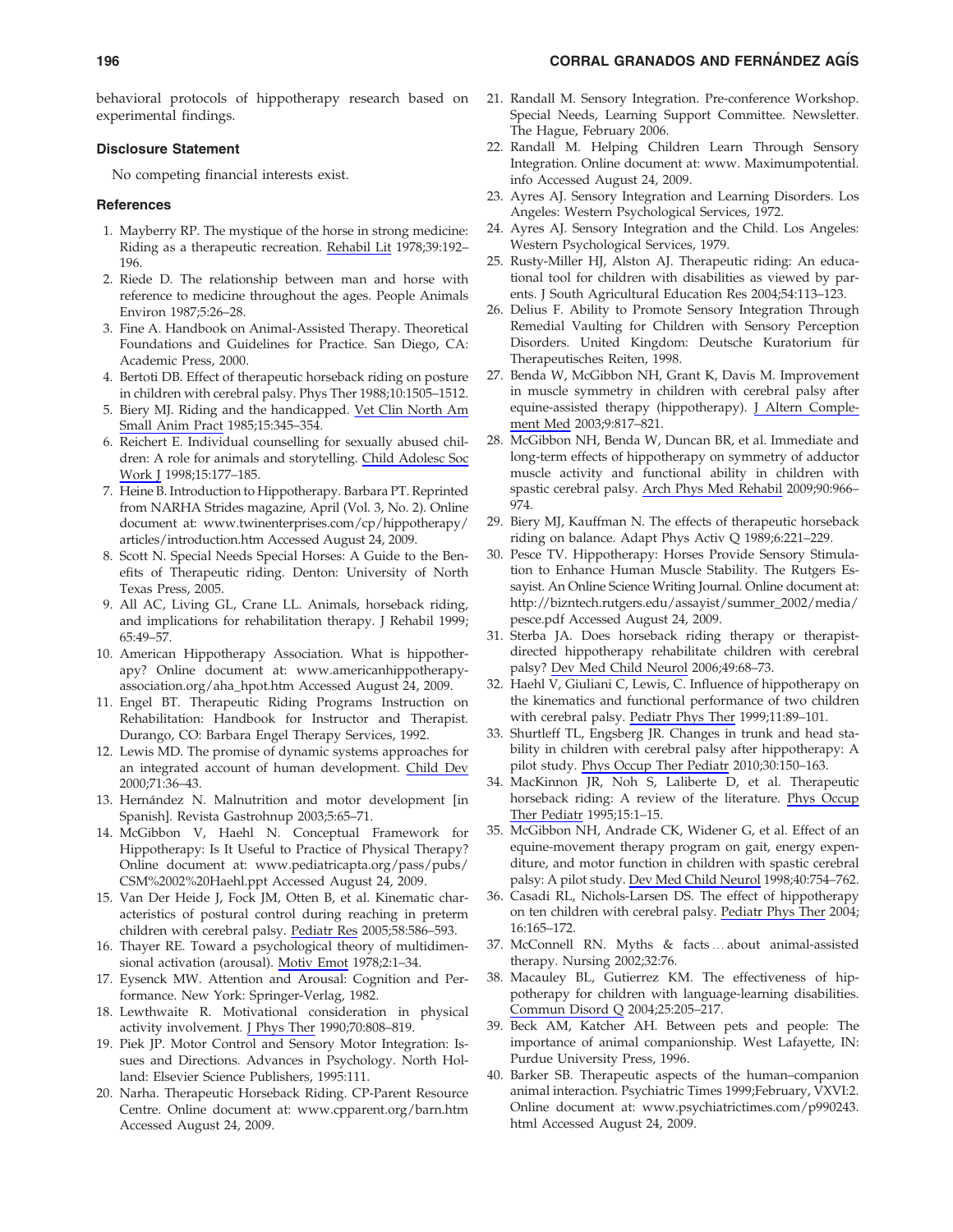behavioral protocols of hippotherapy research based on experimental findings.

### Disclosure Statement

No competing financial interests exist.

### References

1. Mayberry RP. The mystique of the horse in strong medicine: Riding as a therapeutic recreation. Rehabil Lit 1978;39:192–196.
2. Riede D. The relationship between man and horse with reference to medicine throughout the ages. People Animals Environ 1987;5:26–28.
3. Fine A. Handbook on Animal-Assisted Therapy. Theoretical Foundations and Guidelines for Practice. San Diego, CA: Academic Press, 2000.
4. Bertoti DB. Effect of therapeutic horseback riding on posture in children with cerebral palsy. Phys Ther 1988;10:1505–1512.
5. Biery MJ. Riding and the handicapped. Vet Clin North Am Small Anim Pract 1985;15:345–354.
6. Reichert E. Individual counselling for sexually abused children: A role for animals and storytelling. Child Adolesc Soc Work J 1998;15:177–185.
7. Heine B. Introduction to Hippotherapy. Barbara PT. Reprinted from NARHA Strides magazine, April (Vol. 3, No. 2). Online document at: www.twinenterprises.com/cp/hippotherapy/articles/introduction.htm Accessed August 24, 2009.
8. Scott N. Special Needs Special Horses: A Guide to the Benefits of Therapeutic riding. Denton: University of North Texas Press, 2005.
9. All AC, Living GL, Crane LL. Animals, horseback riding, and implications for rehabilitation therapy. J Rehabil 1999; 65:49–57.
10. American Hippotherapy Association. What is hippotherapy? Online document at: www.americanhippotherapyassociation.org/aha_hpot.htm Accessed August 24, 2009.
11. Engel BT. Therapeutic Riding Programs Instruction on Rehabilitation: Handbook for Instructor and Therapist. Durango, CO: Barbara Engel Therapy Services, 1992.
12. Lewis MD. The promise of dynamic systems approaches for an integrated account of human development. Child Dev 2000;71:36–43.
13. Hernández N. Malnutrition and motor development [in Spanish]. Revista Gastrohnup 2003;5:65–71.
14. McGibbon V, Haehl N. Conceptual Framework for Hippotherapy: Is It Useful to Practice of Physical Therapy? Online document at: www.pediatricapta.org/pass/pubs/CSM%2002%20Haehl.ppt Accessed August 24, 2009.
15. Van Der Heide J, Fock JM, Otten B, et al. Kinematic characteristics of postural control during reaching in preterm children with cerebral palsy. Pediatr Res 2005;58:586–593.
16. Thayer RE. Toward a psychological theory of multidimensional activation (arousal). Motiv Emot 1978;2:1–34.
17. Eysenck MW. Attention and Arousal: Cognition and Performance. New York: Springer-Verlag, 1982.
18. Lewthwaite R. Motivational consideration in physical activity involvement. J Phys Ther 1990;70:808–819.
19. Piek JP. Motor Control and Sensory Motor Integration: Issues and Directions. Advances in Psychology. North Holland: Elsevier Science Publishers, 1995:111.
20. Narha. Therapeutic Horseback Riding. CP-Parent Resource Centre. Online document at: www.cpparent.org/barn.htm Accessed August 24, 2009.
21. Randall M. Sensory Integration. Pre-conference Workshop. Special Needs, Learning Support Committee. Newsletter. The Hague, February 2006.
22. Randall M. Helping Children Learn Through Sensory Integration. Online document at: www. Maximumpotential. info Accessed August 24, 2009.
23. Ayres AJ. Sensory Integration and Learning Disorders. Los Angeles: Western Psychological Services, 1972.
24. Ayres AJ. Sensory Integration and the Child. Los Angeles: Western Psychological Services, 1979.
25. Rusty-Miller HJ, Alston AJ. Therapeutic riding: An educational tool for children with disabilities as viewed by parents. J South Agricultural Education Res 2004;54:113–123.
26. Delius F. Ability to Promote Sensory Integration Through Remedial Vaulting for Children with Sensory Perception Disorders. United Kingdom: Deutsche Kuratorium für Therapeutisches Reiten, 1998.
27. Benda W, McGibbon NH, Grant K, Davis M. Improvement in muscle symmetry in children with cerebral palsy after equine-assisted therapy (hippotherapy). J Altern Complement Med 2003;9:817–821.
28. McGibbon NH, Benda W, Duncan BR, et al. Immediate and long-term effects of hippotherapy on symmetry of adductor muscle activity and functional ability in children with spastic cerebral palsy. Arch Phys Med Rehabil 2009;90:966–974.
29. Biery MJ, Kauffman N. The effects of therapeutic horseback riding on balance. Adapt Phys Activ Q 1989;6:221–229.
30. Pesce TV. Hippotherapy: Horses Provide Sensory Stimulation to Enhance Human Muscle Stability. The Rutgers Essayist. An Online Science Writing Journal. Online document at: http://bizntech.rutgers.edu/assayist/summer_2002/media/pesce.pdf Accessed August 24, 2009.
31. Sterba JA. Does horseback riding therapy or therapist-directed hippotherapy rehabilitate children with cerebral palsy? Dev Med Child Neurol 2006;49:68–73.
32. Haehl V, Giuliani C, Lewis, C. Influence of hippotherapy on the kinematics and functional performance of two children with cerebral palsy. Pediatr Phys Ther 1999;11:89–101.
33. Shurtleff TL, Engsberg JR. Changes in trunk and head stability in children with cerebral palsy after hippotherapy: A pilot study. Phys Occup Ther Pediatr 2010;30:150–163.
34. MacKinnon JR, Noh S, Laliberte D, et al. Therapeutic horseback riding: A review of the literature. Phys Occup Ther Pediatr 1995;15:1–15.
35. McGibbon NH, Andrade CK, Widener G, et al. Effect of an equine-movement therapy program on gait, energy expenditure, and motor function in children with spastic cerebral palsy: A pilot study. Dev Med Child Neurol 1998;40:754–762.
36. Casadi RL, Nichols-Larsen DS. The effect of hippotherapy on ten children with cerebral palsy. Pediatr Phys Ther 2004; 16:165–172.
37. McConnell RN. Myths & facts ... about animal-assisted therapy. Nursing 2002;32:76.
38. Macauley BL, Gutierrez KM. The effectiveness of hippotherapy for children with language-learning disabilities. Commun Disord Q 2004;25:205–217.
39. Beck AM, Katcher AH. Between pets and people: The importance of animal companionship. West Lafayette, IN: Purdue University Press, 1996.
40. Barker SB. Therapeutic aspects of the human–companion animal interaction. Psychiatric Times 1999;February, VXVI:2. Online document at: www.psychiatrictimes.com/p990243.html Accessed August 24, 2009.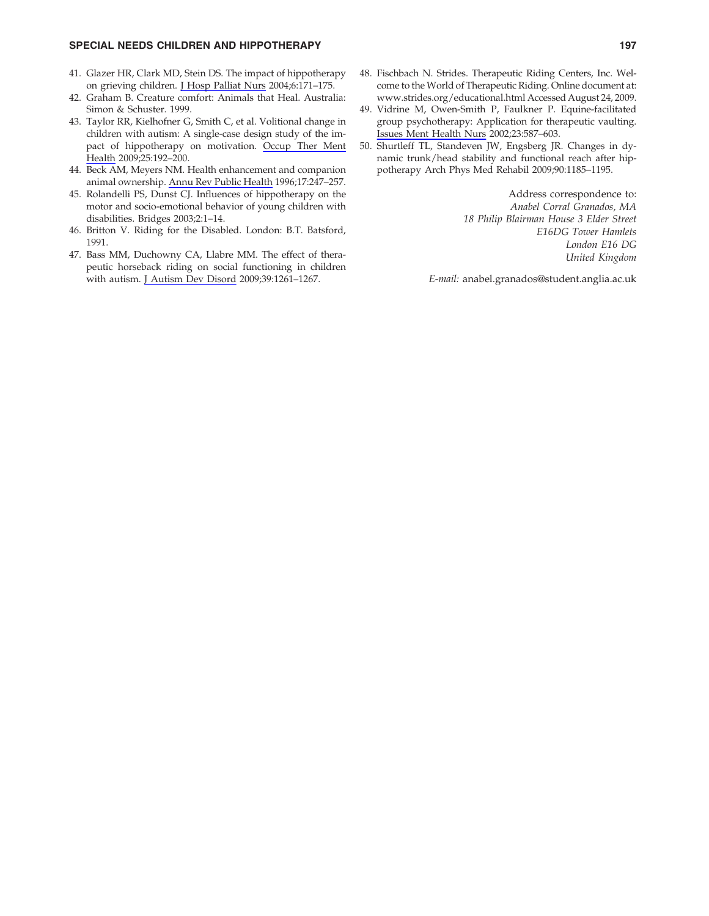41. Glazer HR, Clark MD, Stein DS. The impact of hippotherapy on grieving children. J Hosp Palliat Nurs 2004;6:171–175.
42. Graham B. Creature comfort: Animals that Heal. Australia: Simon & Schuster. 1999.
43. Taylor RR, Kielhofner G, Smith C, et al. Volitional change in children with autism: A single-case design study of the impact of hippotherapy on motivation. Occup Ther Ment Health 2009;25:192–200.
44. Beck AM, Meyers NM. Health enhancement and companion animal ownership. Annu Rev Public Health 1996;17:247–257.
45. Rolandelli PS, Dunst CJ. Influences of hippotherapy on the motor and socio-emotional behavior of young children with disabilities. Bridges 2003;2:1–14.
46. Britton V. Riding for the Disabled. London: B.T. Batsford, 1991.
47. Bass MM, Duchowny CA, Llabre MM. The effect of therapeutic horseback riding on social functioning in children with autism. J Autism Dev Disord 2009;39:1261–1267.
48. Fischbach N. Strides. Therapeutic Riding Centers, Inc. Welcome to the World of Therapeutic Riding. Online document at: www.strides.org/educational.html Accessed August 24, 2009.
49. Vidrine M, Owen-Smith P, Faulkner P. Equine-facilitated group psychotherapy: Application for therapeutic vaulting. Issues Ment Health Nurs 2002;23:587–603.
50. Shurtleff TL, Standeven JW, Engsberg JR. Changes in dynamic trunk/head stability and functional reach after hippotherapy Arch Phys Med Rehabil 2009;90:1185–1195.

Address correspondence to:
*Anabel Corral Granados, MA*
*18 Philip Blairman House 3 Elder Street*
*E16DG Tower Hamlets*
*London E16 DG*
*United Kingdom*

*E-mail:* anabel.granados@student.anglia.ac.uk